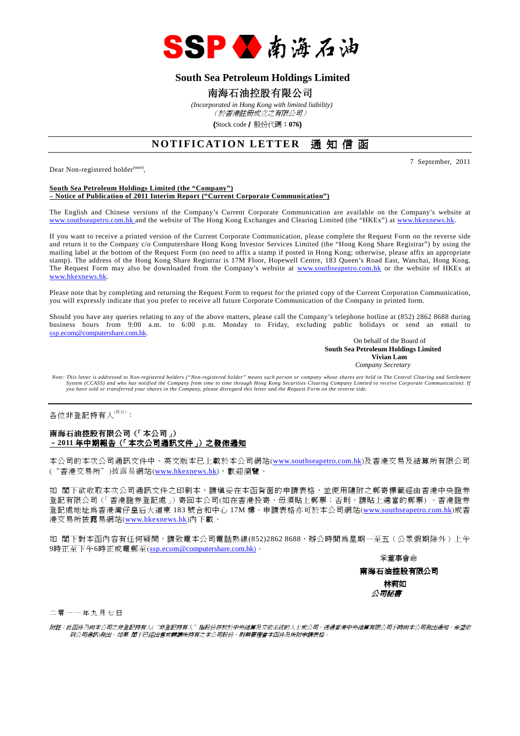SSP 南海石油

# South Sea Petroleum Holdings Limited

# 南海石油控股有限公司

*(Incorporated in Hong Kong with limited liability)*
*（於香港註冊成立之有限公司）*

**(**Stock code **/** 股份代碼**：076)**

## NOTIFICATION LETTER 通 知 信 函

7 September, 2011

Dear Non-registered holder[(note)],

**South Sea Petroleum Holdings Limited (the "Company")**
**– Notice of Publication of 2011 Interim Report ("Current Corporate Communication")**

The English and Chinese versions of the Company's Current Corporate Communication are available on the Company's website at www.southseapetro.com.hk and the website of The Hong Kong Exchanges and Clearing Limited (the "HKEx") at www.hkexnews.hk.

If you want to receive a printed version of the Current Corporate Communication, please complete the Request Form on the reverse side and return it to the Company c/o Computershare Hong Kong Investor Services Limited (the "Hong Kong Share Registrar") by using the mailing label at the bottom of the Request Form (no need to affix a stamp if posted in Hong Kong; otherwise, please affix an appropriate stamp). The address of the Hong Kong Share Registrar is 17M Floor, Hopewell Centre, 183 Queen's Road East, Wanchai, Hong Kong. The Request Form may also be downloaded from the Company's website at www.southseapetro.com.hk or the website of HKEx at www.hkexnews.hk.

Please note that by completing and returning the Request Form to request for the printed copy of the Current Corporation Communication, you will expressly indicate that you prefer to receive all future Corporate Communication of the Company in printed form.

Should you have any queries relating to any of the above matters, please call the Company's telephone hotline at (852) 2862 8688 during business hours from 9:00 a.m. to 6:00 p.m. Monday to Friday, excluding public holidays or send an email to ssp.ecom@computershare.com.hk.

On behalf of the Board of
**South Sea Petroleum Holdings Limited**
**Vivian Lam**
*Company Secretary*

*Note: This letter is addressed to Non-registered holders ("Non-registered holder" means such person or company whose shares are held in The Central Clearing and Settlement System (CCASS) and who has notified the Company from time to time through Hong Kong Securities Clearing Company Limited to receive Corporate Communication). If you have sold or transferred your shares in the Company, please disregard this letter and the Request Form on the reverse side.*

---

各位非登記持有人[(附註)]：

**南海石油控股有限公司（「本公司」）**
**－2011 年中期報告（「本次公司通訊文件」）之發佈通知**

本公司的本次公司通訊文件中、英文版本已上載於本公司網站(www.southseapetro.com.hk)及香港交易及結算所有限公司（"香港交易所"）披露易網站(www.hkexnews.hk)，歡迎瀏覽。

如 閣下欲收取本次公司通訊文件之印刷本，請填妥在本函背面的申請表格，並使用隨附之郵寄標籤經由香港中央證券登記有限公司（「香港證券登記處」）寄回本公司(如在香港投寄，毋須貼上郵票；否則，請貼上適當的郵票）。香港證券登記處地址為香港灣仔皇后大道東 183 號合和中心 17M 樓。申請表格亦可於本公司網站(www.southseapetro.com.hk)或香港交易所披露易網站(www.hkexnews.hk)內下載。

如 閣下對本函內容有任何疑問，請致電本公司電話熱線(852)2862 8688，辦公時間為星期一至五（公眾假期除外）上午9時正至下午6時正或電郵至(ssp.ecom@computershare.com.hk)。

承董事會命
**南海石油控股有限公司**
**林莉如**
***公司秘書***

二零一一年九月七日

*附註：此函件乃向本公司之非登記持有人("非登記持有人"指股份存放於中央結算及交收系統的人士或公司，透過香港中央結算有限公司不時向本公司發出通知，希望收到公司通訊)發出。如果 閣下已經出售或轉讓所持有之本公司股份，則無需理會本函件及所附申請表格。*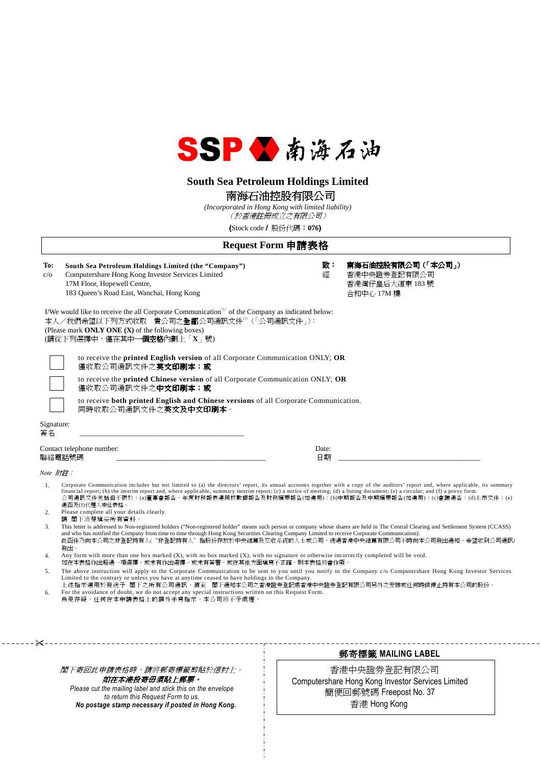SSP 南海石油

# South Sea Petroleum Holdings Limited

# 南海石油控股有限公司

*(Incorporated in Hong Kong with limited liability)*
*（於香港註冊成立之有限公司）*

**(**Stock code / 股份代碼：**076)**

## Request Form 申請表格

**To:** **South Sea Petroleum Holdings Limited (the "Company")**
c/o Computershare Hong Kong Investor Services Limited
17M Floor, Hopewell Centre,
183 Queen's Road East, Wanchai, Hong Kong

**致：** **南海石油控股有限公司（「本公司」）**
經 香港中央證券登記有限公司
香港灣仔皇后大道東 183 號
合和中心 17M 樓

I/We would like to receive the all Corporate Communication[1] of the Company as indicated below:
本人／我們希望以下列方式收取　貴公司之**全部**公司通訊文件[1]（「公司通訊文件」）：
(Please mark **ONLY ONE (X)** of the following boxes)
(請從下列選擇中，僅在其中**一個空格**內劃上「**X**」號)

☐ to receive the **printed English version** of all Corporate Communication ONLY; **OR**
僅收取公司通訊文件之**英文印刷本；或**

☐ to receive the **printed Chinese version** of all Corporate Communication ONLY; **OR**
僅收取公司通訊文件之**中文印刷本；或**

☐ to receive **both printed English and Chinese versions** of all Corporate Communication.
同時收取公司通訊文件之**英文及中文印刷本**。

Signature:
簽名 ______________________________

Contact telephone number:
聯絡電話號碼 ______________________________

Date:
日期 ______________________________

*Note 附註：*

1. Corporate Communication includes but not limited to (a) the directors' report, its annual accounts together with a copy of the auditors' report and, where applicable, its summary financial report; (b) the interim report and, where applicable, summary interim report; (c) a notice of meeting; (d) a listing document; (e) a circular; and (f) a proxy form.
公司通訊文件包括但不限於：(a)董事會報告、年度財務報表連同核數師報告及財務摘要報告(如適用)；(b)中期報告及中期摘要報告(如適用)；(c)會議通告；(d)上市文件；(e)通函及(f)代理人委任表格。
2. Please complete all your details clearly.
請　閣下清楚填妥所有資料。
3. This letter is addressed to Non-registered holders ("Non-registered holder" means such person or company whose shares are held in The Central Clearing and Settlement System (CCASS) and who has notified the Company from time to time through Hong Kong Securities Clearing Company Limited to receive Corporate Communication).
此函件乃向本公司之非登記持有人("非登記持有人"指股份存放於中央結算及交收系統的人士或公司，透過香港中央結算有限公司不時向本公司發出通知，希望收到公司通訊)發出。
4. Any form with more than one box marked (X), with no box marked (X), with no signature or otherwise incorrectly completed will be void.
如在本表格作出超過一項選擇、或未有作出選擇、或未有簽署、或在其他方面填寫不正確，則本表格將會作廢。
5. The above instruction will apply to the Corporate Communication to be sent to you until you notify to the Company c/o Computershare Hong Kong Investor Services Limited to the contrary or unless you have at anytime ceased to have holdings in the Company.
上述指示適用於發送予　閣下之所有公司通訊，直至　閣下通知本公司之香港證券登記處香港中央證券登記有限公司另外之安排或任何時候停止持有本公司的股份。
6. For the avoidance of doubt, we do not accept any special instructions written on this Request Form.
為免存疑，任何在本申請表格上的額外手寫指示，本公司將不予處理。

✂ - - - - - - - - - - - - - - - - - - - - - - - - - - - - - - - - - - - -

*閣下寄回此申請表格時，請將郵寄標籤剪貼於信封上。*
***如在本港投寄毋須貼上郵票。***
*Please cut the mailing label and stick this on the envelope to return this Request Form to us.*
***No postage stamp necessary if posted in Hong Kong.***

**郵寄標籤 MAILING LABEL**

香港中央證券登記有限公司
Computershare Hong Kong Investor Services Limited
簡便回郵號碼 Freepost No. 37
香港 Hong Kong